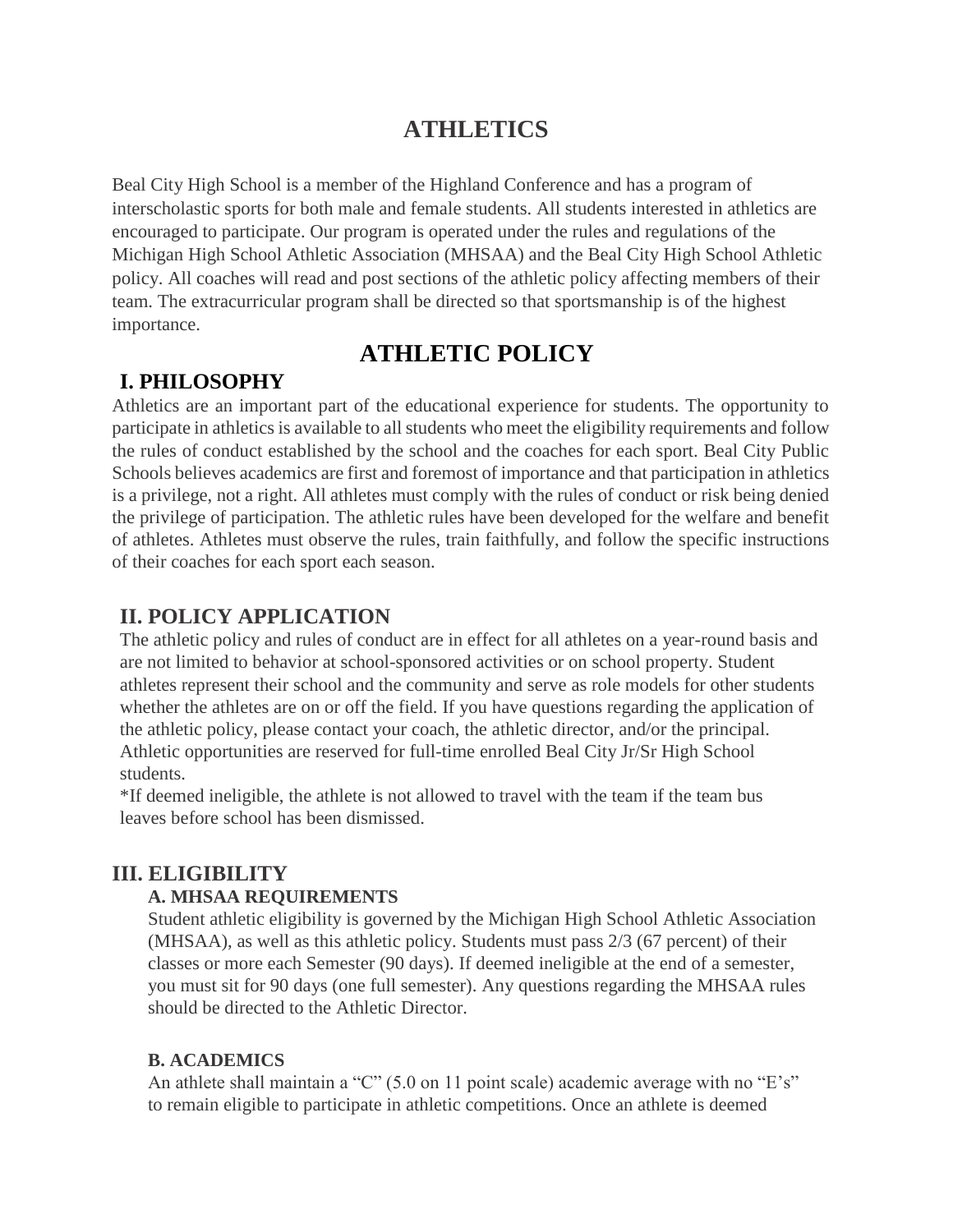# ATHLETICS

Beal City High School is a member of the Highland Conference and has a program of interscholastic sports for both male and female students. All students interested in athletics are encouraged to participate. Our program is operated under the rules and regulations of the Michigan High School Athletic Association (MHSAA) and the Beal City High School Athletic policy. All coaches will read and post sections of the athletic policy affecting members of their team. The extracurricular program shall be directed so that sportsmanship is of the highest importance.

# ATHLETIC POLICY

## I. PHILOSOPHY

Athletics are an important part of the educational experience for students. The opportunity to participate in athletics is available to all students who meet the eligibility requirements and follow the rules of conduct established by the school and the coaches for each sport. Beal City Public Schools believes academics are first and foremost of importance and that participation in athletics is a privilege, not a right. All athletes must comply with the rules of conduct or risk being denied the privilege of participation. The athletic rules have been developed for the welfare and benefit of athletes. Athletes must observe the rules, train faithfully, and follow the specific instructions of their coaches for each sport each season.

## II. POLICY APPLICATION

The athletic policy and rules of conduct are in effect for all athletes on a year-round basis and are not limited to behavior at school-sponsored activities or on school property. Student athletes represent their school and the community and serve as role models for other students whether the athletes are on or off the field. If you have questions regarding the application of the athletic policy, please contact your coach, the athletic director, and/or the principal. Athletic opportunities are reserved for full-time enrolled Beal City Jr/Sr High School students.

*If deemed ineligible, the athlete is not allowed to travel with the team if the team bus leaves before school has been dismissed.

## III. ELIGIBILITY

### A. MHSAA REQUIREMENTS

Student athletic eligibility is governed by the Michigan High School Athletic Association (MHSAA), as well as this athletic policy. Students must pass 2/3 (67 percent) of their classes or more each Semester (90 days). If deemed ineligible at the end of a semester, you must sit for 90 days (one full semester). Any questions regarding the MHSAA rules should be directed to the Athletic Director.

### B. ACADEMICS

An athlete shall maintain a "C" (5.0 on 11 point scale) academic average with no "E's" to remain eligible to participate in athletic competitions. Once an athlete is deemed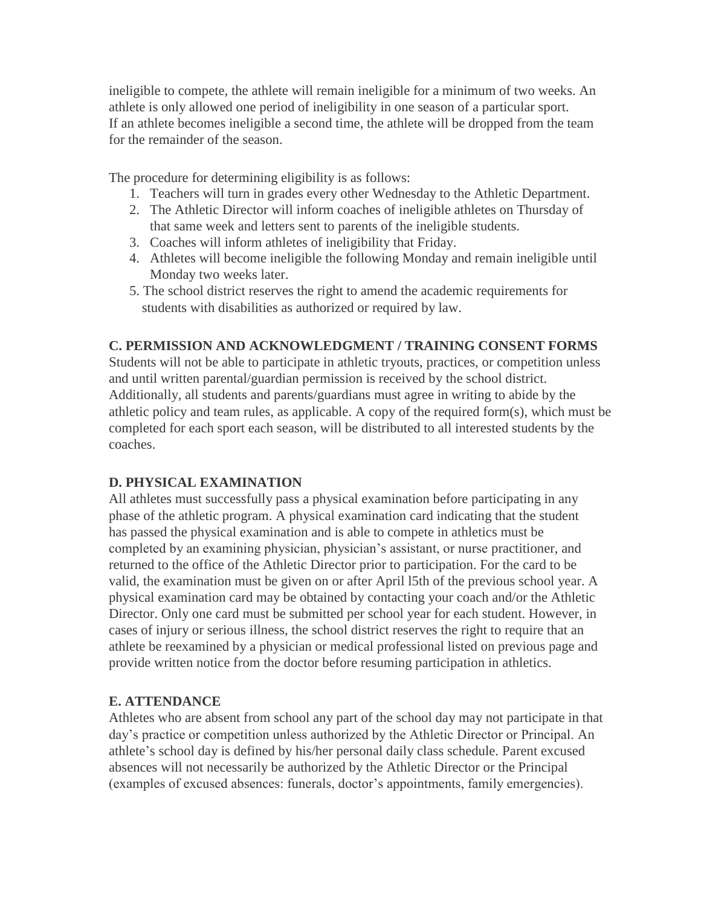ineligible to compete, the athlete will remain ineligible for a minimum of two weeks. An athlete is only allowed one period of ineligibility in one season of a particular sport. If an athlete becomes ineligible a second time, the athlete will be dropped from the team for the remainder of the season.

The procedure for determining eligibility is as follows:

1. Teachers will turn in grades every other Wednesday to the Athletic Department.
2. The Athletic Director will inform coaches of ineligible athletes on Thursday of that same week and letters sent to parents of the ineligible students.
3. Coaches will inform athletes of ineligibility that Friday.
4. Athletes will become ineligible the following Monday and remain ineligible until Monday two weeks later.
5. The school district reserves the right to amend the academic requirements for students with disabilities as authorized or required by law.

### C. PERMISSION AND ACKNOWLEDGMENT / TRAINING CONSENT FORMS

Students will not be able to participate in athletic tryouts, practices, or competition unless and until written parental/guardian permission is received by the school district. Additionally, all students and parents/guardians must agree in writing to abide by the athletic policy and team rules, as applicable. A copy of the required form(s), which must be completed for each sport each season, will be distributed to all interested students by the coaches.

### D. PHYSICAL EXAMINATION

All athletes must successfully pass a physical examination before participating in any phase of the athletic program. A physical examination card indicating that the student has passed the physical examination and is able to compete in athletics must be completed by an examining physician, physician's assistant, or nurse practitioner, and returned to the office of the Athletic Director prior to participation. For the card to be valid, the examination must be given on or after April l5th of the previous school year. A physical examination card may be obtained by contacting your coach and/or the Athletic Director. Only one card must be submitted per school year for each student. However, in cases of injury or serious illness, the school district reserves the right to require that an athlete be reexamined by a physician or medical professional listed on previous page and provide written notice from the doctor before resuming participation in athletics.

### E. ATTENDANCE

Athletes who are absent from school any part of the school day may not participate in that day's practice or competition unless authorized by the Athletic Director or Principal. An athlete's school day is defined by his/her personal daily class schedule. Parent excused absences will not necessarily be authorized by the Athletic Director or the Principal (examples of excused absences: funerals, doctor's appointments, family emergencies).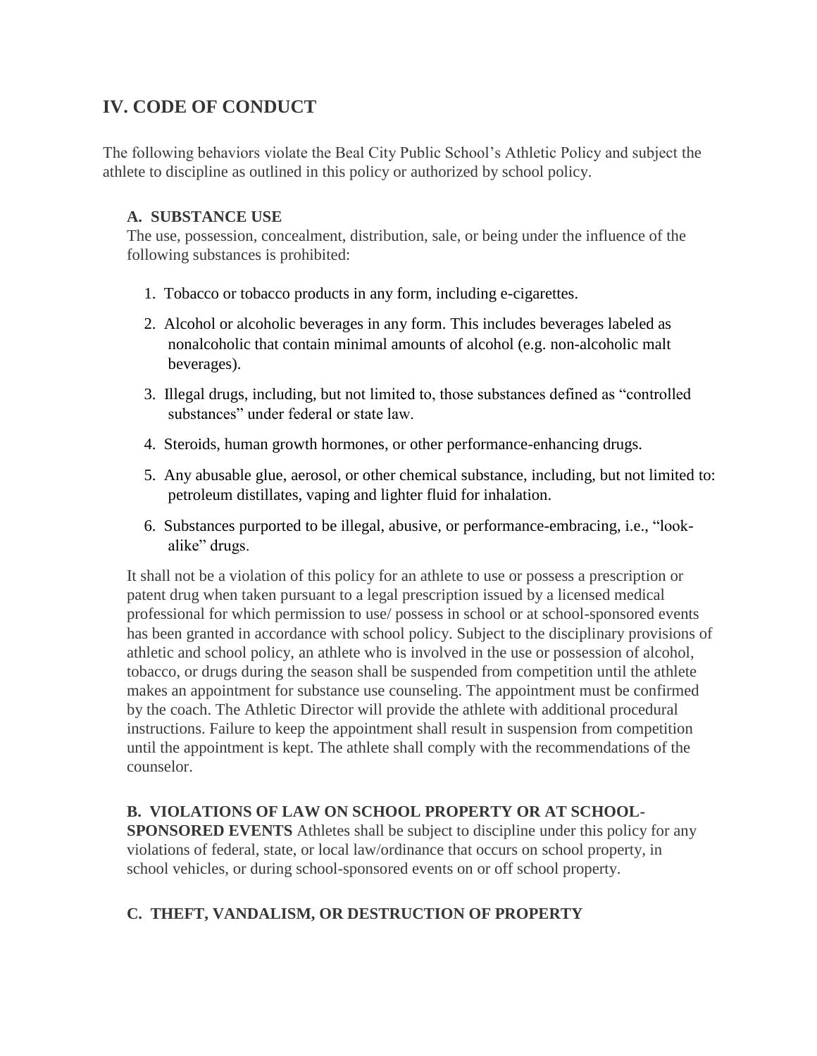## IV. CODE OF CONDUCT

The following behaviors violate the Beal City Public School's Athletic Policy and subject the athlete to discipline as outlined in this policy or authorized by school policy.

### A. SUBSTANCE USE

The use, possession, concealment, distribution, sale, or being under the influence of the following substances is prohibited:

1. Tobacco or tobacco products in any form, including e-cigarettes.
2. Alcohol or alcoholic beverages in any form. This includes beverages labeled as nonalcoholic that contain minimal amounts of alcohol (e.g. non-alcoholic malt beverages).
3. Illegal drugs, including, but not limited to, those substances defined as "controlled substances" under federal or state law.
4. Steroids, human growth hormones, or other performance-enhancing drugs.
5. Any abusable glue, aerosol, or other chemical substance, including, but not limited to: petroleum distillates, vaping and lighter fluid for inhalation.
6. Substances purported to be illegal, abusive, or performance-embracing, i.e., "look-alike" drugs.

It shall not be a violation of this policy for an athlete to use or possess a prescription or patent drug when taken pursuant to a legal prescription issued by a licensed medical professional for which permission to use/ possess in school or at school-sponsored events has been granted in accordance with school policy. Subject to the disciplinary provisions of athletic and school policy, an athlete who is involved in the use or possession of alcohol, tobacco, or drugs during the season shall be suspended from competition until the athlete makes an appointment for substance use counseling. The appointment must be confirmed by the coach. The Athletic Director will provide the athlete with additional procedural instructions. Failure to keep the appointment shall result in suspension from competition until the appointment is kept. The athlete shall comply with the recommendations of the counselor.

### B. VIOLATIONS OF LAW ON SCHOOL PROPERTY OR AT SCHOOL-SPONSORED EVENTS

Athletes shall be subject to discipline under this policy for any violations of federal, state, or local law/ordinance that occurs on school property, in school vehicles, or during school-sponsored events on or off school property.

### C. THEFT, VANDALISM, OR DESTRUCTION OF PROPERTY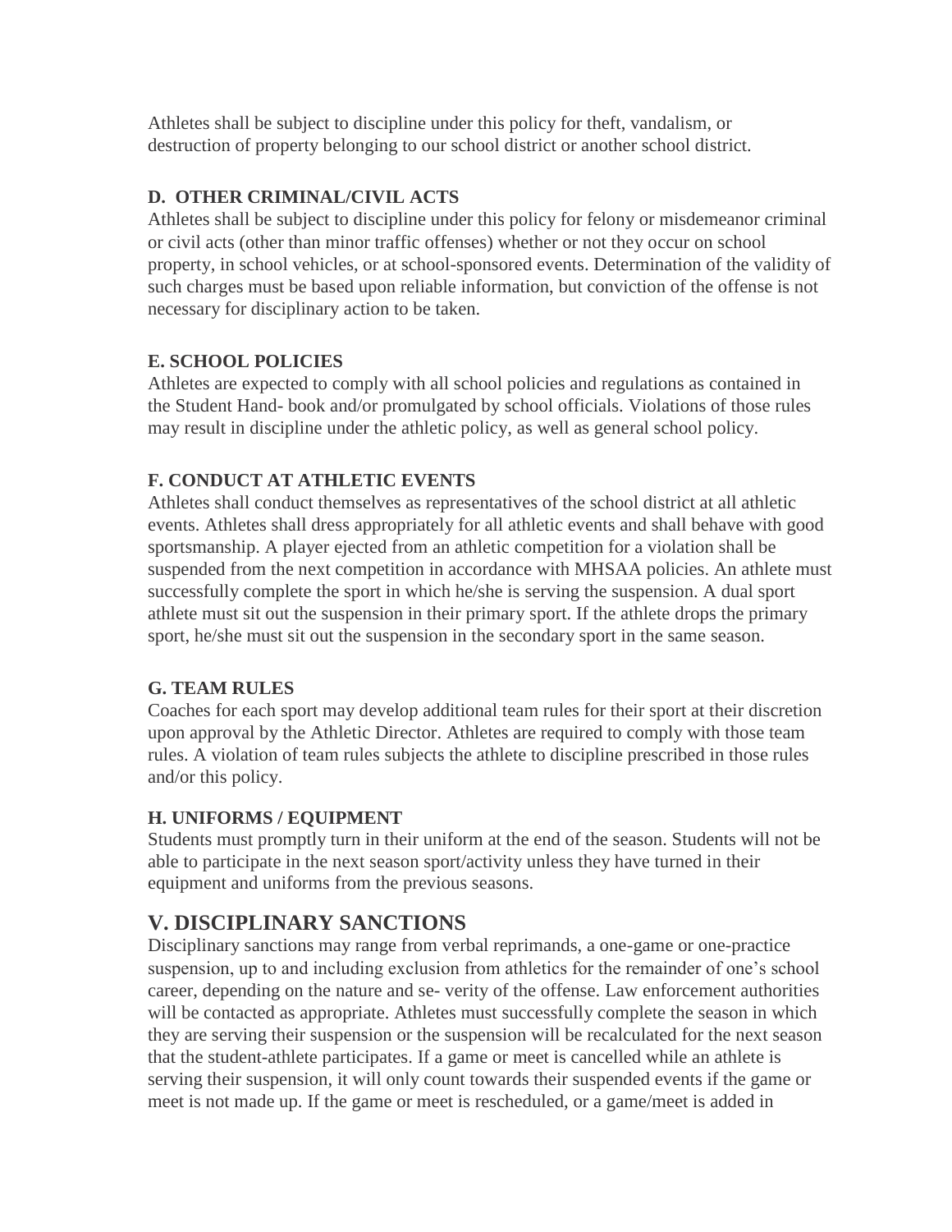Athletes shall be subject to discipline under this policy for theft, vandalism, or destruction of property belonging to our school district or another school district.

### D. OTHER CRIMINAL/CIVIL ACTS

Athletes shall be subject to discipline under this policy for felony or misdemeanor criminal or civil acts (other than minor traffic offenses) whether or not they occur on school property, in school vehicles, or at school-sponsored events. Determination of the validity of such charges must be based upon reliable information, but conviction of the offense is not necessary for disciplinary action to be taken.

### E. SCHOOL POLICIES

Athletes are expected to comply with all school policies and regulations as contained in the Student Hand- book and/or promulgated by school officials. Violations of those rules may result in discipline under the athletic policy, as well as general school policy.

### F. CONDUCT AT ATHLETIC EVENTS

Athletes shall conduct themselves as representatives of the school district at all athletic events. Athletes shall dress appropriately for all athletic events and shall behave with good sportsmanship. A player ejected from an athletic competition for a violation shall be suspended from the next competition in accordance with MHSAA policies. An athlete must successfully complete the sport in which he/she is serving the suspension. A dual sport athlete must sit out the suspension in their primary sport. If the athlete drops the primary sport, he/she must sit out the suspension in the secondary sport in the same season.

### G. TEAM RULES

Coaches for each sport may develop additional team rules for their sport at their discretion upon approval by the Athletic Director. Athletes are required to comply with those team rules. A violation of team rules subjects the athlete to discipline prescribed in those rules and/or this policy.

### H. UNIFORMS / EQUIPMENT

Students must promptly turn in their uniform at the end of the season. Students will not be able to participate in the next season sport/activity unless they have turned in their equipment and uniforms from the previous seasons.

## V. DISCIPLINARY SANCTIONS

Disciplinary sanctions may range from verbal reprimands, a one-game or one-practice suspension, up to and including exclusion from athletics for the remainder of one's school career, depending on the nature and se- verity of the offense. Law enforcement authorities will be contacted as appropriate. Athletes must successfully complete the season in which they are serving their suspension or the suspension will be recalculated for the next season that the student-athlete participates. If a game or meet is cancelled while an athlete is serving their suspension, it will only count towards their suspended events if the game or meet is not made up. If the game or meet is rescheduled, or a game/meet is added in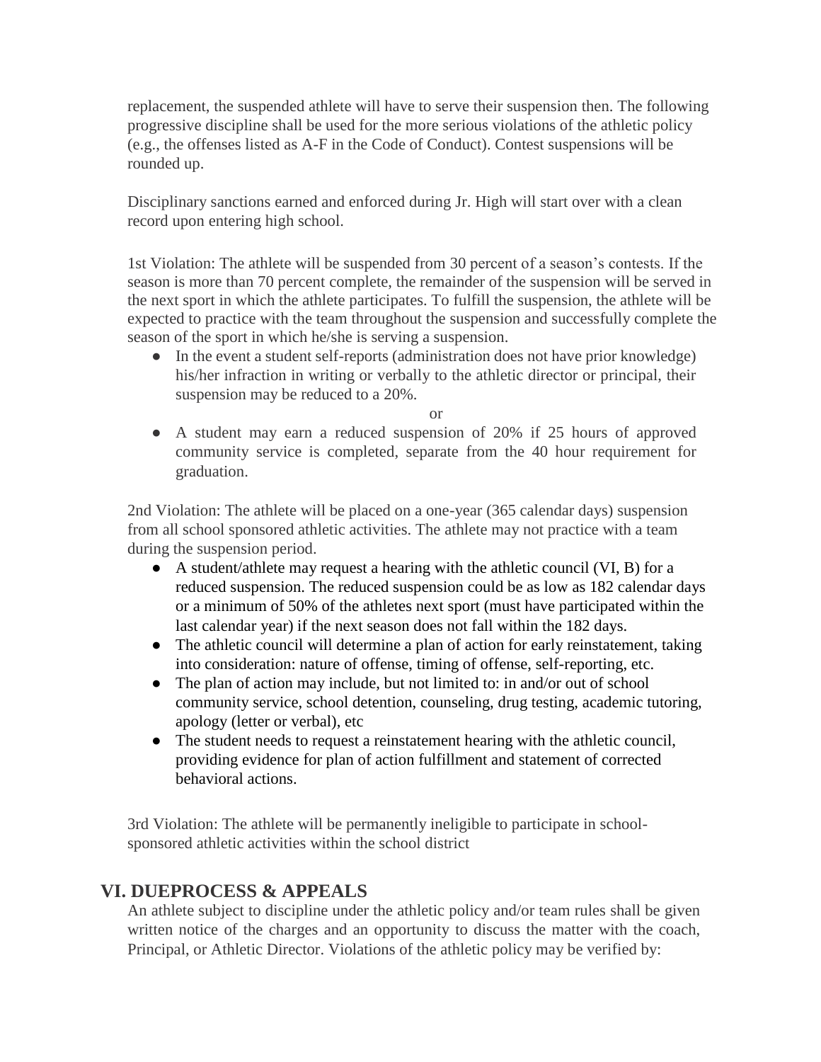replacement, the suspended athlete will have to serve their suspension then. The following progressive discipline shall be used for the more serious violations of the athletic policy (e.g., the offenses listed as A-F in the Code of Conduct). Contest suspensions will be rounded up.

Disciplinary sanctions earned and enforced during Jr. High will start over with a clean record upon entering high school.

1st Violation: The athlete will be suspended from 30 percent of a season's contests. If the season is more than 70 percent complete, the remainder of the suspension will be served in the next sport in which the athlete participates. To fulfill the suspension, the athlete will be expected to practice with the team throughout the suspension and successfully complete the season of the sport in which he/she is serving a suspension.

- In the event a student self-reports (administration does not have prior knowledge) his/her infraction in writing or verbally to the athletic director or principal, their suspension may be reduced to a 20%.

or

- A student may earn a reduced suspension of 20% if 25 hours of approved community service is completed, separate from the 40 hour requirement for graduation.

2nd Violation: The athlete will be placed on a one-year (365 calendar days) suspension from all school sponsored athletic activities. The athlete may not practice with a team during the suspension period.

- A student/athlete may request a hearing with the athletic council (VI, B) for a reduced suspension. The reduced suspension could be as low as 182 calendar days or a minimum of 50% of the athletes next sport (must have participated within the last calendar year) if the next season does not fall within the 182 days.
- The athletic council will determine a plan of action for early reinstatement, taking into consideration: nature of offense, timing of offense, self-reporting, etc.
- The plan of action may include, but not limited to: in and/or out of school community service, school detention, counseling, drug testing, academic tutoring, apology (letter or verbal), etc
- The student needs to request a reinstatement hearing with the athletic council, providing evidence for plan of action fulfillment and statement of corrected behavioral actions.

3rd Violation: The athlete will be permanently ineligible to participate in school-sponsored athletic activities within the school district

## VI. DUEPROCESS & APPEALS

An athlete subject to discipline under the athletic policy and/or team rules shall be given written notice of the charges and an opportunity to discuss the matter with the coach, Principal, or Athletic Director. Violations of the athletic policy may be verified by: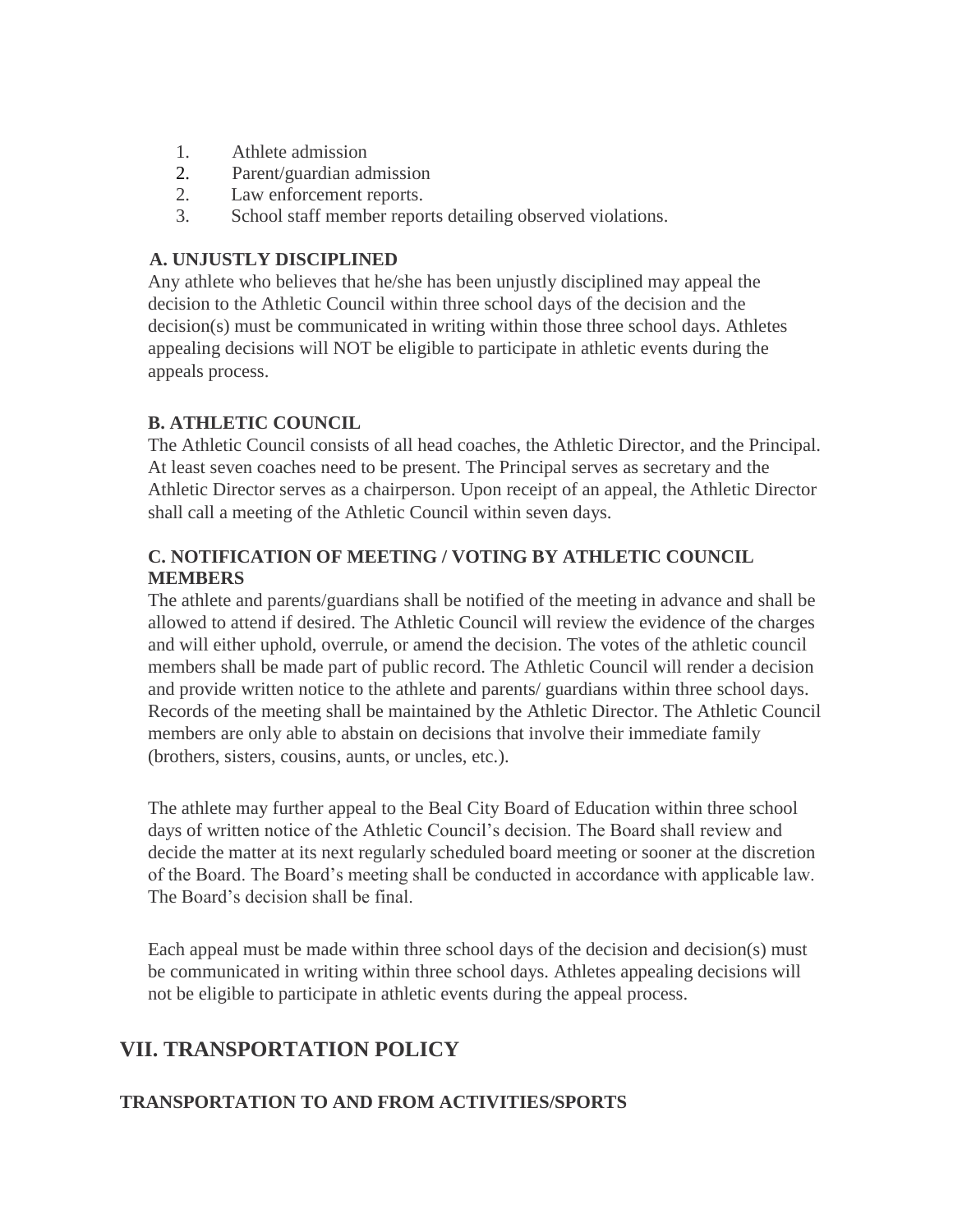1. Athlete admission
2. Parent/guardian admission
2. Law enforcement reports.
3. School staff member reports detailing observed violations.

**A. UNJUSTLY DISCIPLINED**

Any athlete who believes that he/she has been unjustly disciplined may appeal the decision to the Athletic Council within three school days of the decision and the decision(s) must be communicated in writing within those three school days. Athletes appealing decisions will NOT be eligible to participate in athletic events during the appeals process.

**B. ATHLETIC COUNCIL**

The Athletic Council consists of all head coaches, the Athletic Director, and the Principal. At least seven coaches need to be present. The Principal serves as secretary and the Athletic Director serves as a chairperson. Upon receipt of an appeal, the Athletic Director shall call a meeting of the Athletic Council within seven days.

**C. NOTIFICATION OF MEETING / VOTING BY ATHLETIC COUNCIL MEMBERS**

The athlete and parents/guardians shall be notified of the meeting in advance and shall be allowed to attend if desired. The Athletic Council will review the evidence of the charges and will either uphold, overrule, or amend the decision. The votes of the athletic council members shall be made part of public record. The Athletic Council will render a decision and provide written notice to the athlete and parents/ guardians within three school days. Records of the meeting shall be maintained by the Athletic Director. The Athletic Council members are only able to abstain on decisions that involve their immediate family (brothers, sisters, cousins, aunts, or uncles, etc.).

The athlete may further appeal to the Beal City Board of Education within three school days of written notice of the Athletic Council's decision. The Board shall review and decide the matter at its next regularly scheduled board meeting or sooner at the discretion of the Board. The Board's meeting shall be conducted in accordance with applicable law. The Board's decision shall be final.

Each appeal must be made within three school days of the decision and decision(s) must be communicated in writing within three school days. Athletes appealing decisions will not be eligible to participate in athletic events during the appeal process.

## VII. TRANSPORTATION POLICY

### TRANSPORTATION TO AND FROM ACTIVITIES/SPORTS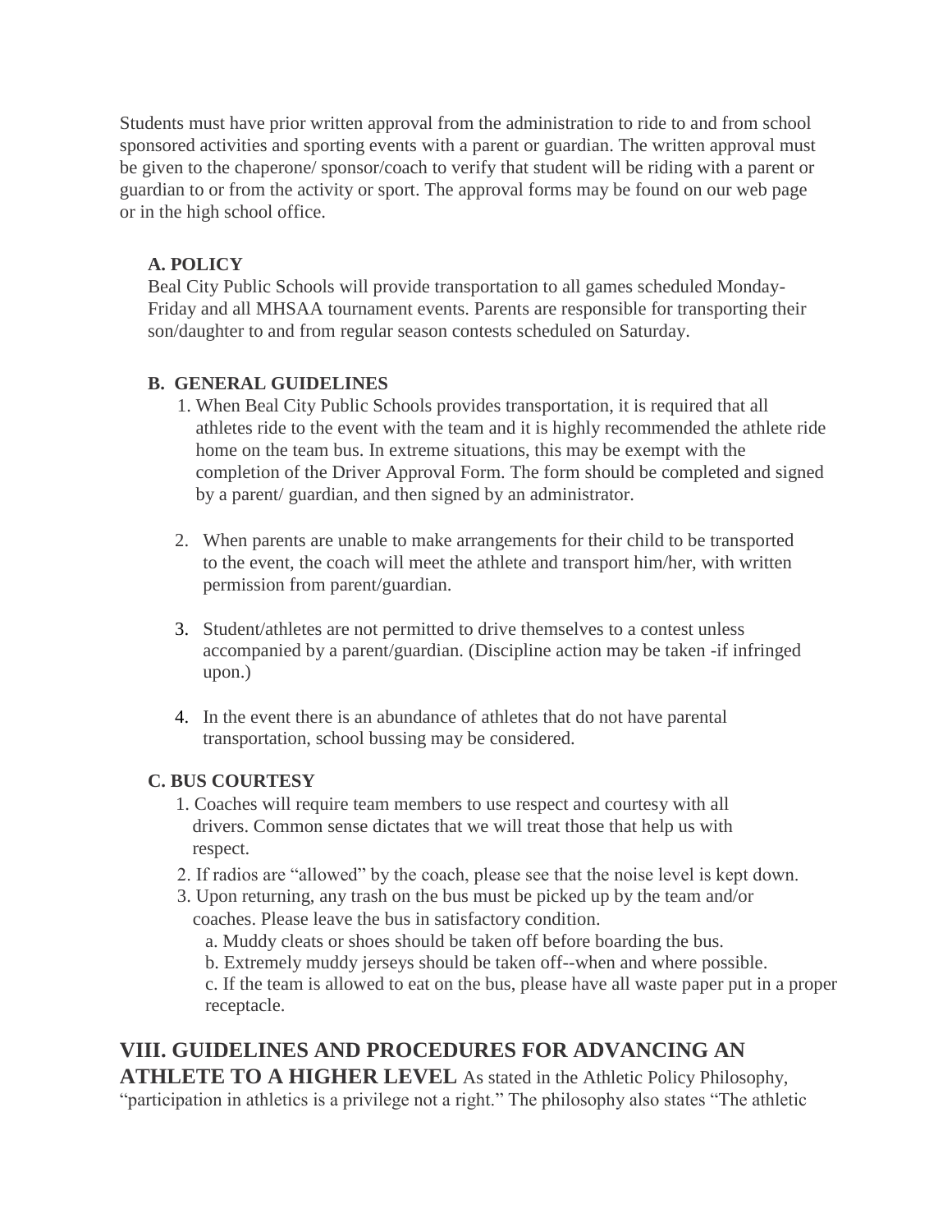Students must have prior written approval from the administration to ride to and from school sponsored activities and sporting events with a parent or guardian. The written approval must be given to the chaperone/ sponsor/coach to verify that student will be riding with a parent or guardian to or from the activity or sport. The approval forms may be found on our web page or in the high school office.

**A. POLICY**

Beal City Public Schools will provide transportation to all games scheduled Monday-Friday and all MHSAA tournament events. Parents are responsible for transporting their son/daughter to and from regular season contests scheduled on Saturday.

**B. GENERAL GUIDELINES**

1. When Beal City Public Schools provides transportation, it is required that all athletes ride to the event with the team and it is highly recommended the athlete ride home on the team bus. In extreme situations, this may be exempt with the completion of the Driver Approval Form. The form should be completed and signed by a parent/ guardian, and then signed by an administrator.

2. When parents are unable to make arrangements for their child to be transported to the event, the coach will meet the athlete and transport him/her, with written permission from parent/guardian.

3. Student/athletes are not permitted to drive themselves to a contest unless accompanied by a parent/guardian. (Discipline action may be taken -if infringed upon.)

4. In the event there is an abundance of athletes that do not have parental transportation, school bussing may be considered.

**C. BUS COURTESY**

1. Coaches will require team members to use respect and courtesy with all drivers. Common sense dictates that we will treat those that help us with respect.
2. If radios are "allowed" by the coach, please see that the noise level is kept down.
3. Upon returning, any trash on the bus must be picked up by the team and/or coaches. Please leave the bus in satisfactory condition.
   a. Muddy cleats or shoes should be taken off before boarding the bus.
   b. Extremely muddy jerseys should be taken off--when and where possible.
   c. If the team is allowed to eat on the bus, please have all waste paper put in a proper receptacle.

## VIII. GUIDELINES AND PROCEDURES FOR ADVANCING AN ATHLETE TO A HIGHER LEVEL

As stated in the Athletic Policy Philosophy, "participation in athletics is a privilege not a right." The philosophy also states "The athletic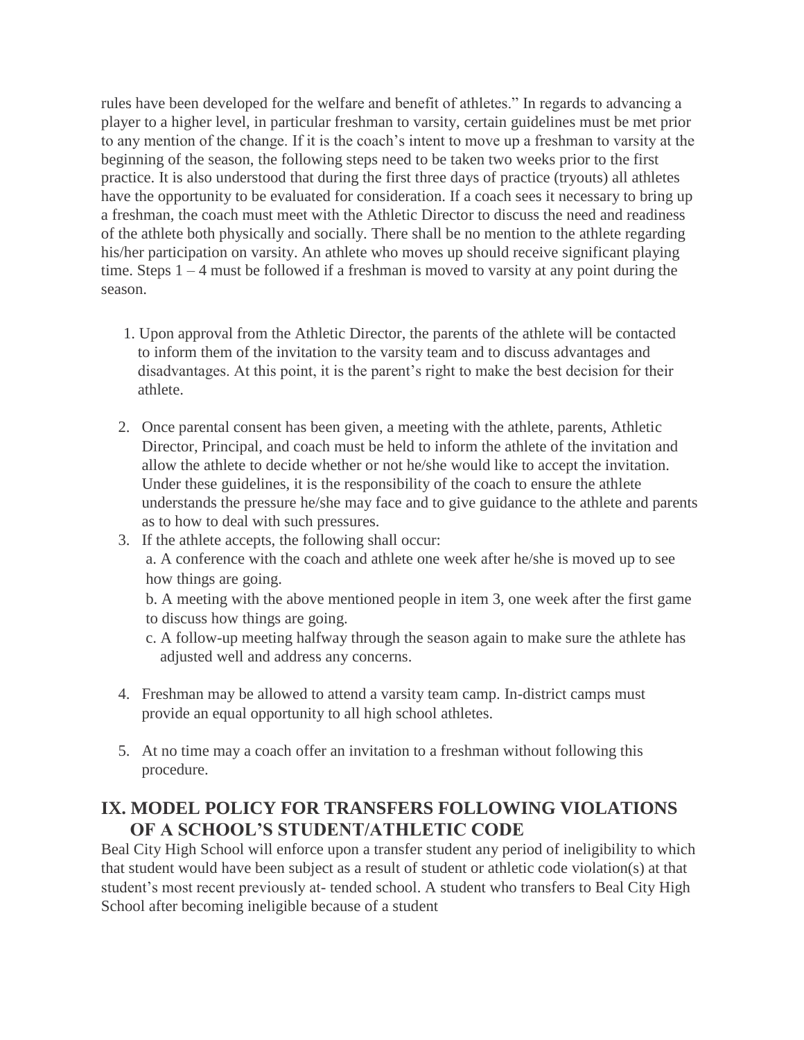rules have been developed for the welfare and benefit of athletes." In regards to advancing a player to a higher level, in particular freshman to varsity, certain guidelines must be met prior to any mention of the change. If it is the coach's intent to move up a freshman to varsity at the beginning of the season, the following steps need to be taken two weeks prior to the first practice. It is also understood that during the first three days of practice (tryouts) all athletes have the opportunity to be evaluated for consideration. If a coach sees it necessary to bring up a freshman, the coach must meet with the Athletic Director to discuss the need and readiness of the athlete both physically and socially. There shall be no mention to the athlete regarding his/her participation on varsity. An athlete who moves up should receive significant playing time. Steps 1 – 4 must be followed if a freshman is moved to varsity at any point during the season.

1. Upon approval from the Athletic Director, the parents of the athlete will be contacted to inform them of the invitation to the varsity team and to discuss advantages and disadvantages. At this point, it is the parent's right to make the best decision for their athlete.
2. Once parental consent has been given, a meeting with the athlete, parents, Athletic Director, Principal, and coach must be held to inform the athlete of the invitation and allow the athlete to decide whether or not he/she would like to accept the invitation. Under these guidelines, it is the responsibility of the coach to ensure the athlete understands the pressure he/she may face and to give guidance to the athlete and parents as to how to deal with such pressures.
3. If the athlete accepts, the following shall occur:
   a. A conference with the coach and athlete one week after he/she is moved up to see how things are going.
   b. A meeting with the above mentioned people in item 3, one week after the first game to discuss how things are going.
   c. A follow-up meeting halfway through the season again to make sure the athlete has adjusted well and address any concerns.
4. Freshman may be allowed to attend a varsity team camp. In-district camps must provide an equal opportunity to all high school athletes.
5. At no time may a coach offer an invitation to a freshman without following this procedure.

## IX. MODEL POLICY FOR TRANSFERS FOLLOWING VIOLATIONS OF A SCHOOL'S STUDENT/ATHLETIC CODE

Beal City High School will enforce upon a transfer student any period of ineligibility to which that student would have been subject as a result of student or athletic code violation(s) at that student's most recent previously at- tended school. A student who transfers to Beal City High School after becoming ineligible because of a student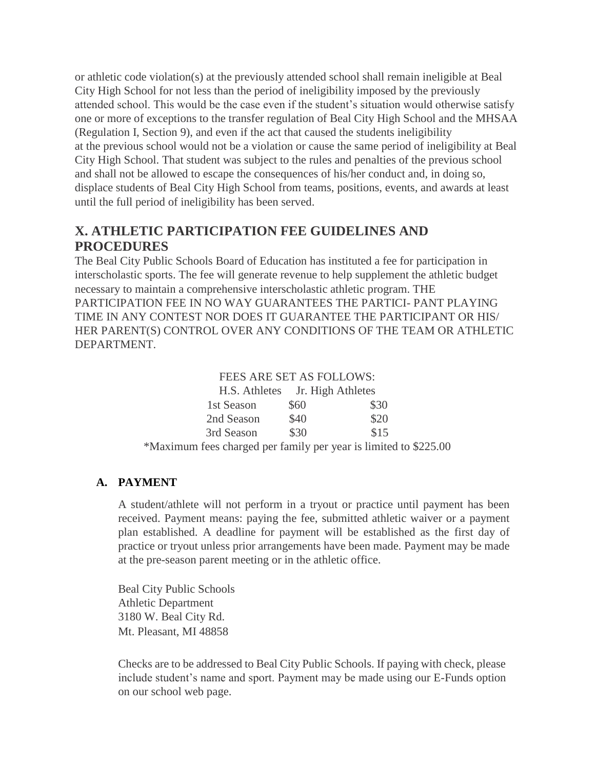or athletic code violation(s) at the previously attended school shall remain ineligible at Beal City High School for not less than the period of ineligibility imposed by the previously attended school. This would be the case even if the student's situation would otherwise satisfy one or more of exceptions to the transfer regulation of Beal City High School and the MHSAA (Regulation I, Section 9), and even if the act that caused the students ineligibility at the previous school would not be a violation or cause the same period of ineligibility at Beal City High School. That student was subject to the rules and penalties of the previous school and shall not be allowed to escape the consequences of his/her conduct and, in doing so, displace students of Beal City High School from teams, positions, events, and awards at least until the full period of ineligibility has been served.

## X. ATHLETIC PARTICIPATION FEE GUIDELINES AND PROCEDURES

The Beal City Public Schools Board of Education has instituted a fee for participation in interscholastic sports. The fee will generate revenue to help supplement the athletic budget necessary to maintain a comprehensive interscholastic athletic program. THE PARTICIPATION FEE IN NO WAY GUARANTEES THE PARTICI- PANT PLAYING TIME IN ANY CONTEST NOR DOES IT GUARANTEE THE PARTICIPANT OR HIS/ HER PARENT(S) CONTROL OVER ANY CONDITIONS OF THE TEAM OR ATHLETIC DEPARTMENT.

FEES ARE SET AS FOLLOWS:

| | H.S. Athletes | Jr. High Athletes |
|---|---|---|
| 1st Season | $60 | $30 |
| 2nd Season | $40 | $20 |
| 3rd Season | $30 | $15 |

*Maximum fees charged per family per year is limited to $225.00

### A. PAYMENT

A student/athlete will not perform in a tryout or practice until payment has been received. Payment means: paying the fee, submitted athletic waiver or a payment plan established. A deadline for payment will be established as the first day of practice or tryout unless prior arrangements have been made. Payment may be made at the pre-season parent meeting or in the athletic office.

Beal City Public Schools
Athletic Department
3180 W. Beal City Rd.
Mt. Pleasant, MI 48858

Checks are to be addressed to Beal City Public Schools. If paying with check, please include student's name and sport. Payment may be made using our E-Funds option on our school web page.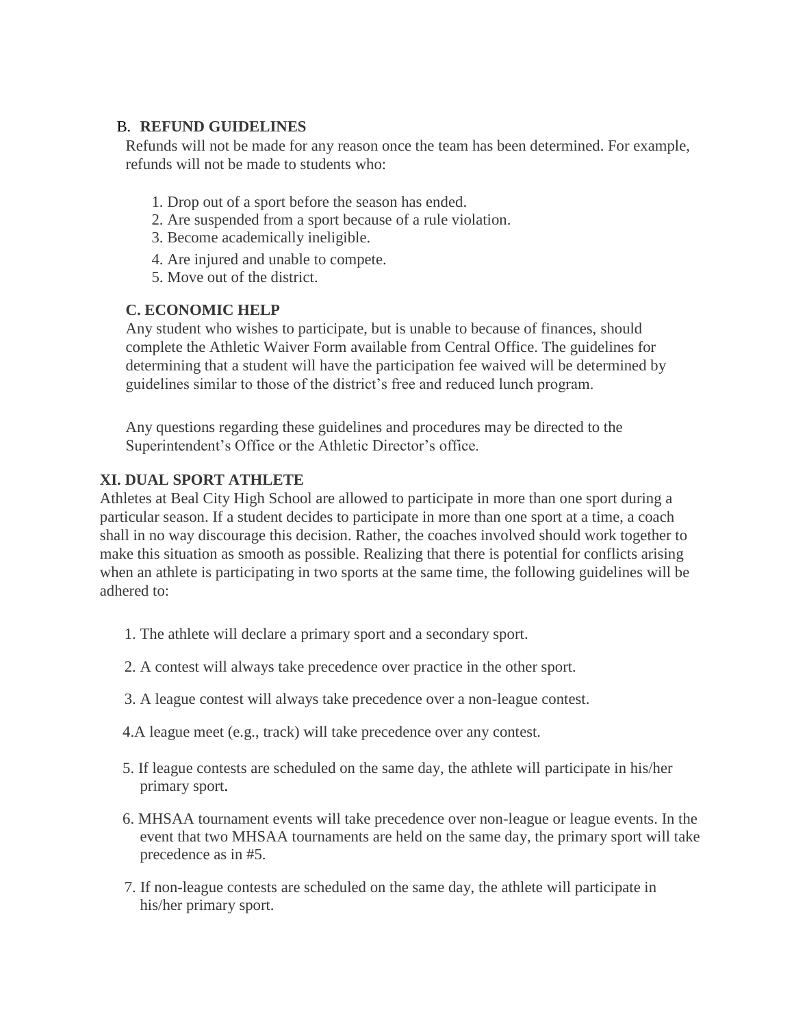### B. REFUND GUIDELINES

Refunds will not be made for any reason once the team has been determined. For example, refunds will not be made to students who:

1. Drop out of a sport before the season has ended.
2. Are suspended from a sport because of a rule violation.
3. Become academically ineligible.
4. Are injured and unable to compete.
5. Move out of the district.

### C. ECONOMIC HELP

Any student who wishes to participate, but is unable to because of finances, should complete the Athletic Waiver Form available from Central Office. The guidelines for determining that a student will have the participation fee waived will be determined by guidelines similar to those of the district's free and reduced lunch program.

Any questions regarding these guidelines and procedures may be directed to the Superintendent's Office or the Athletic Director's office.

## XI. DUAL SPORT ATHLETE

Athletes at Beal City High School are allowed to participate in more than one sport during a particular season. If a student decides to participate in more than one sport at a time, a coach shall in no way discourage this decision. Rather, the coaches involved should work together to make this situation as smooth as possible. Realizing that there is potential for conflicts arising when an athlete is participating in two sports at the same time, the following guidelines will be adhered to:

1. The athlete will declare a primary sport and a secondary sport.
2. A contest will always take precedence over practice in the other sport.
3. A league contest will always take precedence over a non-league contest.
4. A league meet (e.g., track) will take precedence over any contest.
5. If league contests are scheduled on the same day, the athlete will participate in his/her primary sport.
6. MHSAA tournament events will take precedence over non-league or league events. In the event that two MHSAA tournaments are held on the same day, the primary sport will take precedence as in #5.
7. If non-league contests are scheduled on the same day, the athlete will participate in his/her primary sport.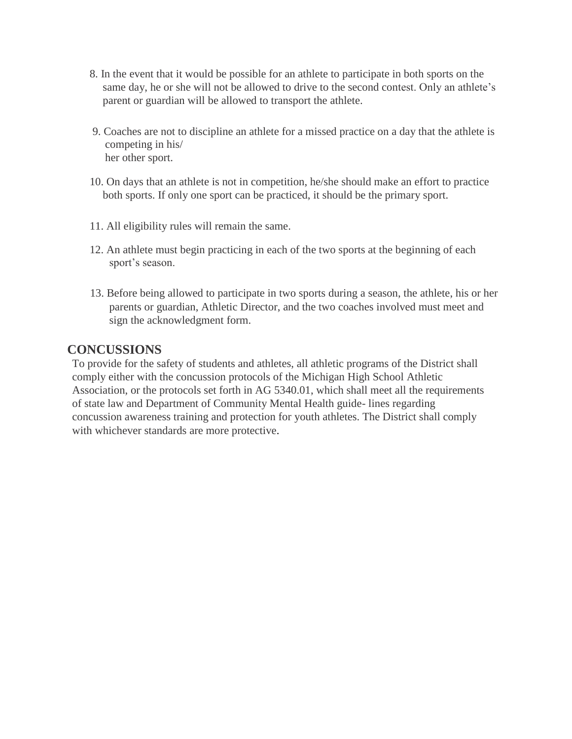8. In the event that it would be possible for an athlete to participate in both sports on the same day, he or she will not be allowed to drive to the second contest. Only an athlete's parent or guardian will be allowed to transport the athlete.

9. Coaches are not to discipline an athlete for a missed practice on a day that the athlete is competing in his/her other sport.

10. On days that an athlete is not in competition, he/she should make an effort to practice both sports. If only one sport can be practiced, it should be the primary sport.

11. All eligibility rules will remain the same.

12. An athlete must begin practicing in each of the two sports at the beginning of each sport's season.

13. Before being allowed to participate in two sports during a season, the athlete, his or her parents or guardian, Athletic Director, and the two coaches involved must meet and sign the acknowledgment form.

## CONCUSSIONS

To provide for the safety of students and athletes, all athletic programs of the District shall comply either with the concussion protocols of the Michigan High School Athletic Association, or the protocols set forth in AG 5340.01, which shall meet all the requirements of state law and Department of Community Mental Health guide- lines regarding concussion awareness training and protection for youth athletes. The District shall comply with whichever standards are more protective.